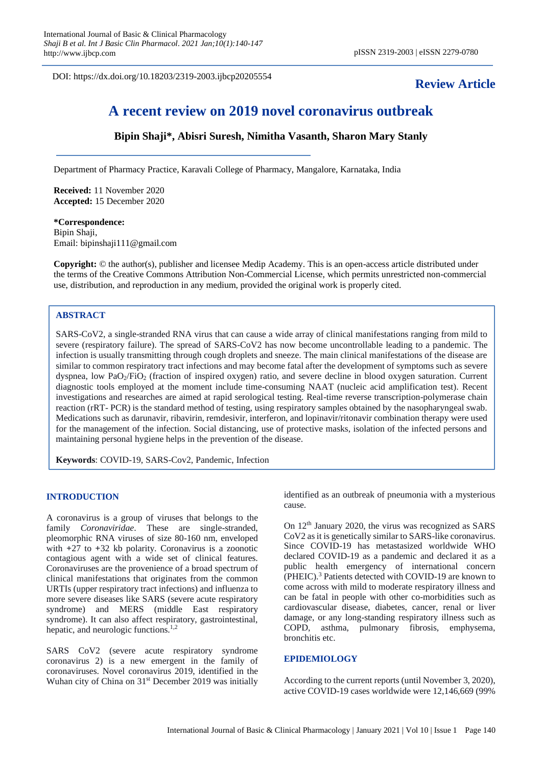DOI: https://dx.doi.org/10.18203/2319-2003.ijbcp20205554

**Review Article**

# A recent review on 2019 novel coronavirus outbreak

**Bipin Shaji\*, Abisri Suresh, Nimitha Vasanth, Sharon Mary Stanly**

Department of Pharmacy Practice, Karavali College of Pharmacy, Mangalore, Karnataka, India

**Received:** 11 November 2020
**Accepted:** 15 December 2020

**\*Correspondence:**
Bipin Shaji,
Email: bipinshaji111@gmail.com

**Copyright:** © the author(s), publisher and licensee Medip Academy. This is an open-access article distributed under the terms of the Creative Commons Attribution Non-Commercial License, which permits unrestricted non-commercial use, distribution, and reproduction in any medium, provided the original work is properly cited.

## ABSTRACT

SARS-CoV2, a single-stranded RNA virus that can cause a wide array of clinical manifestations ranging from mild to severe (respiratory failure). The spread of SARS-CoV2 has now become uncontrollable leading to a pandemic. The infection is usually transmitting through cough droplets and sneeze. The main clinical manifestations of the disease are similar to common respiratory tract infections and may become fatal after the development of symptoms such as severe dyspnea, low $PaO_2/FiO_2$ (fraction of inspired oxygen) ratio, and severe decline in blood oxygen saturation. Current diagnostic tools employed at the moment include time-consuming NAAT (nucleic acid amplification test). Recent investigations and researches are aimed at rapid serological testing. Real-time reverse transcription-polymerase chain reaction (rRT- PCR) is the standard method of testing, using respiratory samples obtained by the nasopharyngeal swab. Medications such as darunavir, ribavirin, remdesivir, interferon, and lopinavir/ritonavir combination therapy were used for the management of the infection. Social distancing, use of protective masks, isolation of the infected persons and maintaining personal hygiene helps in the prevention of the disease.

**Keywords**: COVID-19, SARS-Cov2, Pandemic, Infection

## INTRODUCTION

A coronavirus is a group of viruses that belongs to the family *Coronaviridae*. These are single-stranded, pleomorphic RNA viruses of size 80-160 nm, enveloped with +27 to +32 kb polarity. Coronavirus is a zoonotic contagious agent with a wide set of clinical features. Coronaviruses are the provenience of a broad spectrum of clinical manifestations that originates from the common URTIs (upper respiratory tract infections) and influenza to more severe diseases like SARS (severe acute respiratory syndrome) and MERS (middle East respiratory syndrome). It can also affect respiratory, gastrointestinal, hepatic, and neurologic functions.[1,2]

SARS CoV2 (severe acute respiratory syndrome coronavirus 2) is a new emergent in the family of coronaviruses. Novel coronavirus 2019, identified in the Wuhan city of China on 31st December 2019 was initially identified as an outbreak of pneumonia with a mysterious cause.

On 12th January 2020, the virus was recognized as SARS CoV2 as it is genetically similar to SARS-like coronavirus. Since COVID-19 has metastasized worldwide WHO declared COVID-19 as a pandemic and declared it as a public health emergency of international concern (PHEIC).[3] Patients detected with COVID-19 are known to come across with mild to moderate respiratory illness and can be fatal in people with other co-morbidities such as cardiovascular disease, diabetes, cancer, renal or liver damage, or any long-standing respiratory illness such as COPD, asthma, pulmonary fibrosis, emphysema, bronchitis etc.

## EPIDEMIOLOGY

According to the current reports (until November 3, 2020), active COVID-19 cases worldwide were 12,146,669 (99%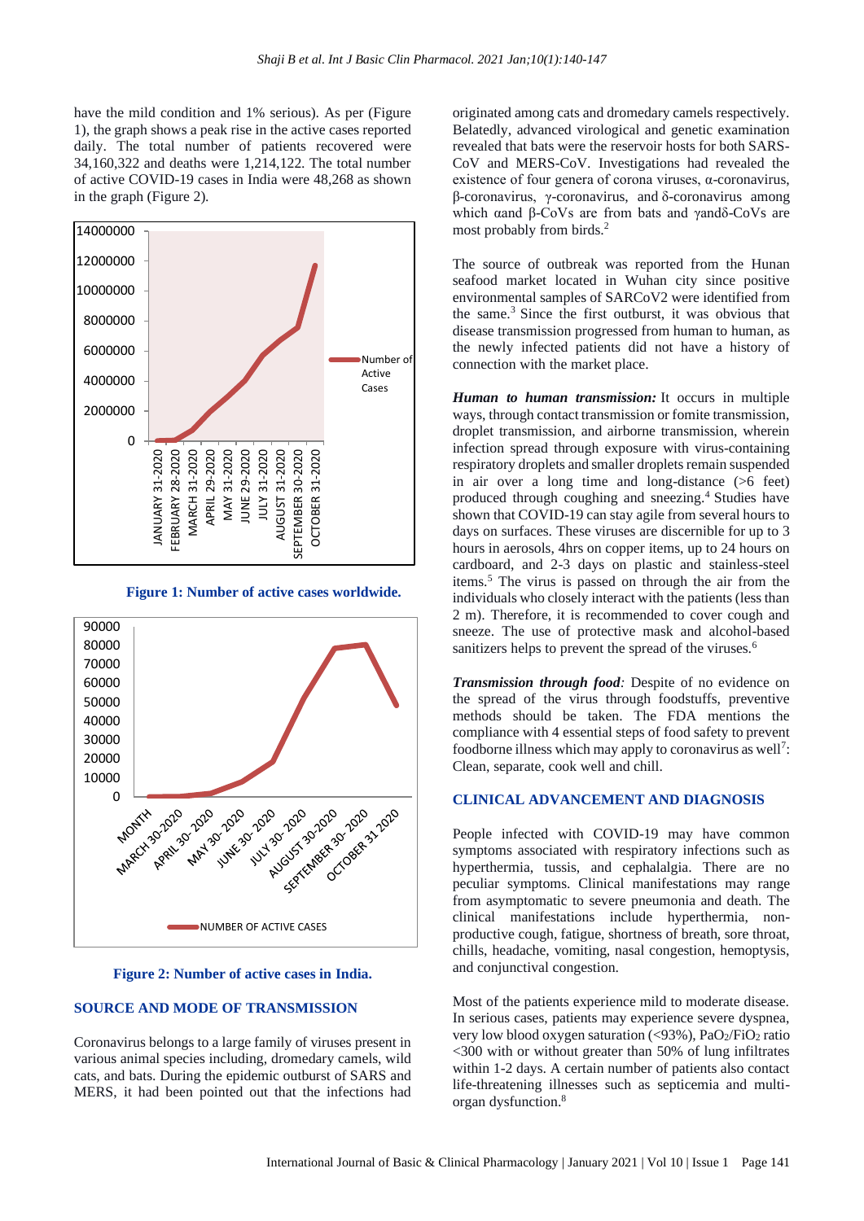have the mild condition and 1% serious). As per (Figure 1), the graph shows a peak rise in the active cases reported daily. The total number of patients recovered were 34,160,322 and deaths were 1,214,122. The total number of active COVID-19 cases in India were 48,268 as shown in the graph (Figure 2).

**Figure 1: Number of active cases worldwide.**

**Figure 2: Number of active cases in India.**

## SOURCE AND MODE OF TRANSMISSION

Coronavirus belongs to a large family of viruses present in various animal species including, dromedary camels, wild cats, and bats. During the epidemic outburst of SARS and MERS, it had been pointed out that the infections had originated among cats and dromedary camels respectively. Belatedly, advanced virological and genetic examination revealed that bats were the reservoir hosts for both SARS-CoV and MERS-CoV. Investigations had revealed the existence of four genera of corona viruses, α-coronavirus, β-coronavirus, γ-coronavirus, and δ-coronavirus among which αand β-CoVs are from bats and γandδ-CoVs are most probably from birds.[2]

The source of outbreak was reported from the Hunan seafood market located in Wuhan city since positive environmental samples of SARCoV2 were identified from the same.[3] Since the first outburst, it was obvious that disease transmission progressed from human to human, as the newly infected patients did not have a history of connection with the market place.

***Human to human transmission:*** It occurs in multiple ways, through contact transmission or fomite transmission, droplet transmission, and airborne transmission, wherein infection spread through exposure with virus-containing respiratory droplets and smaller droplets remain suspended in air over a long time and long-distance (>6 feet) produced through coughing and sneezing.[4] Studies have shown that COVID-19 can stay agile from several hours to days on surfaces. These viruses are discernible for up to 3 hours in aerosols, 4hrs on copper items, up to 24 hours on cardboard, and 2-3 days on plastic and stainless-steel items.[5] The virus is passed on through the air from the individuals who closely interact with the patients (less than 2 m). Therefore, it is recommended to cover cough and sneeze. The use of protective mask and alcohol-based sanitizers helps to prevent the spread of the viruses.[6]

***Transmission through food:*** Despite of no evidence on the spread of the virus through foodstuffs, preventive methods should be taken. The FDA mentions the compliance with 4 essential steps of food safety to prevent foodborne illness which may apply to coronavirus as well[7]: Clean, separate, cook well and chill.

## CLINICAL ADVANCEMENT AND DIAGNOSIS

People infected with COVID-19 may have common symptoms associated with respiratory infections such as hyperthermia, tussis, and cephalalgia. There are no peculiar symptoms. Clinical manifestations may range from asymptomatic to severe pneumonia and death. The clinical manifestations include hyperthermia, non-productive cough, fatigue, shortness of breath, sore throat, chills, headache, vomiting, nasal congestion, hemoptysis, and conjunctival congestion.

Most of the patients experience mild to moderate disease. In serious cases, patients may experience severe dyspnea, very low blood oxygen saturation (<93%), $PaO_2/FiO_2$ ratio <300 with or without greater than 50% of lung infiltrates within 1-2 days. A certain number of patients also contact life-threatening illnesses such as septicemia and multi-organ dysfunction.[8]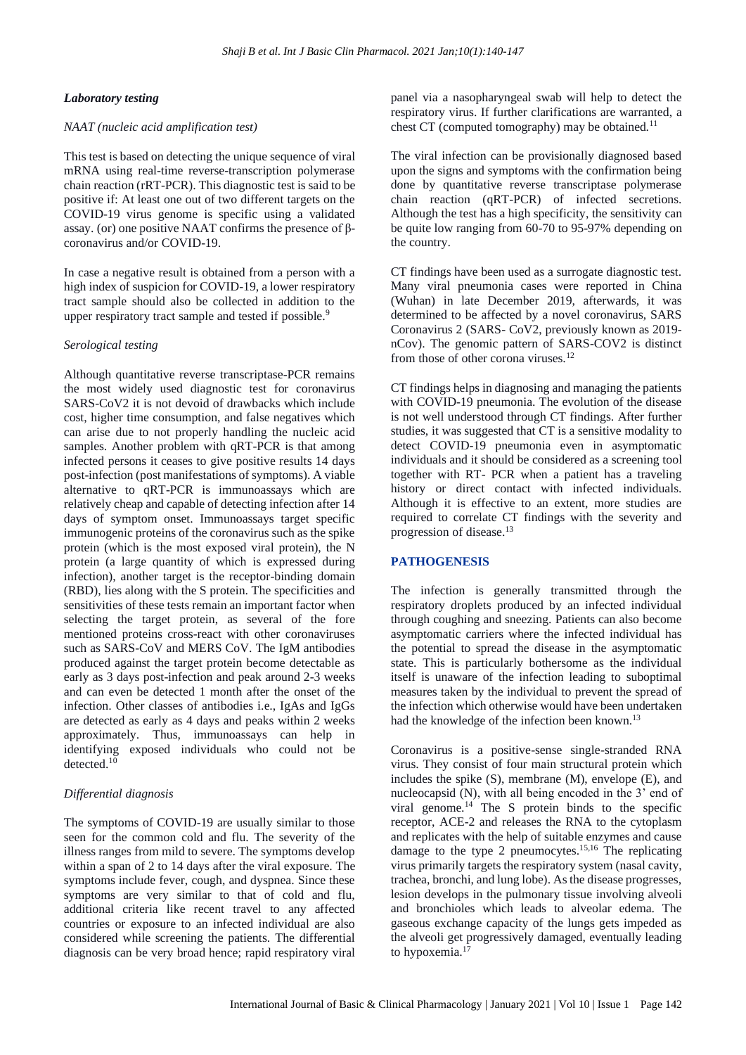### *Laboratory testing*

#### *NAAT (nucleic acid amplification test)*

This test is based on detecting the unique sequence of viral mRNA using real-time reverse-transcription polymerase chain reaction (rRT-PCR). This diagnostic test is said to be positive if: At least one out of two different targets on the COVID-19 virus genome is specific using a validated assay. (or) one positive NAAT confirms the presence of β-coronavirus and/or COVID-19.

In case a negative result is obtained from a person with a high index of suspicion for COVID-19, a lower respiratory tract sample should also be collected in addition to the upper respiratory tract sample and tested if possible.[9]

#### *Serological testing*

Although quantitative reverse transcriptase-PCR remains the most widely used diagnostic test for coronavirus SARS-CoV2 it is not devoid of drawbacks which include cost, higher time consumption, and false negatives which can arise due to not properly handling the nucleic acid samples. Another problem with qRT-PCR is that among infected persons it ceases to give positive results 14 days post-infection (post manifestations of symptoms). A viable alternative to qRT-PCR is immunoassays which are relatively cheap and capable of detecting infection after 14 days of symptom onset. Immunoassays target specific immunogenic proteins of the coronavirus such as the spike protein (which is the most exposed viral protein), the N protein (a large quantity of which is expressed during infection), another target is the receptor-binding domain (RBD), lies along with the S protein. The specificities and sensitivities of these tests remain an important factor when selecting the target protein, as several of the fore mentioned proteins cross-react with other coronaviruses such as SARS-CoV and MERS CoV. The IgM antibodies produced against the target protein become detectable as early as 3 days post-infection and peak around 2-3 weeks and can even be detected 1 month after the onset of the infection. Other classes of antibodies i.e., IgAs and IgGs are detected as early as 4 days and peaks within 2 weeks approximately. Thus, immunoassays can help in identifying exposed individuals who could not be detected.[10]

#### *Differential diagnosis*

The symptoms of COVID-19 are usually similar to those seen for the common cold and flu. The severity of the illness ranges from mild to severe. The symptoms develop within a span of 2 to 14 days after the viral exposure. The symptoms include fever, cough, and dyspnea. Since these symptoms are very similar to that of cold and flu, additional criteria like recent travel to any affected countries or exposure to an infected individual are also considered while screening the patients. The differential diagnosis can be very broad hence; rapid respiratory viral panel via a nasopharyngeal swab will help to detect the respiratory virus. If further clarifications are warranted, a chest CT (computed tomography) may be obtained.[11]

The viral infection can be provisionally diagnosed based upon the signs and symptoms with the confirmation being done by quantitative reverse transcriptase polymerase chain reaction (qRT-PCR) of infected secretions. Although the test has a high specificity, the sensitivity can be quite low ranging from 60-70 to 95-97% depending on the country.

CT findings have been used as a surrogate diagnostic test. Many viral pneumonia cases were reported in China (Wuhan) in late December 2019, afterwards, it was determined to be affected by a novel coronavirus, SARS Coronavirus 2 (SARS- CoV2, previously known as 2019-nCov). The genomic pattern of SARS-COV2 is distinct from those of other corona viruses.[12]

CT findings helps in diagnosing and managing the patients with COVID-19 pneumonia. The evolution of the disease is not well understood through CT findings. After further studies, it was suggested that CT is a sensitive modality to detect COVID-19 pneumonia even in asymptomatic individuals and it should be considered as a screening tool together with RT- PCR when a patient has a traveling history or direct contact with infected individuals. Although it is effective to an extent, more studies are required to correlate CT findings with the severity and progression of disease.[13]

## PATHOGENESIS

The infection is generally transmitted through the respiratory droplets produced by an infected individual through coughing and sneezing. Patients can also become asymptomatic carriers where the infected individual has the potential to spread the disease in the asymptomatic state. This is particularly bothersome as the individual itself is unaware of the infection leading to suboptimal measures taken by the individual to prevent the spread of the infection which otherwise would have been undertaken had the knowledge of the infection been known.[13]

Coronavirus is a positive-sense single-stranded RNA virus. They consist of four main structural protein which includes the spike (S), membrane (M), envelope (E), and nucleocapsid (N), with all being encoded in the 3' end of viral genome.[14] The S protein binds to the specific receptor, ACE-2 and releases the RNA to the cytoplasm and replicates with the help of suitable enzymes and cause damage to the type 2 pneumocytes.[15,16] The replicating virus primarily targets the respiratory system (nasal cavity, trachea, bronchi, and lung lobe). As the disease progresses, lesion develops in the pulmonary tissue involving alveoli and bronchioles which leads to alveolar edema. The gaseous exchange capacity of the lungs gets impeded as the alveoli get progressively damaged, eventually leading to hypoxemia.[17]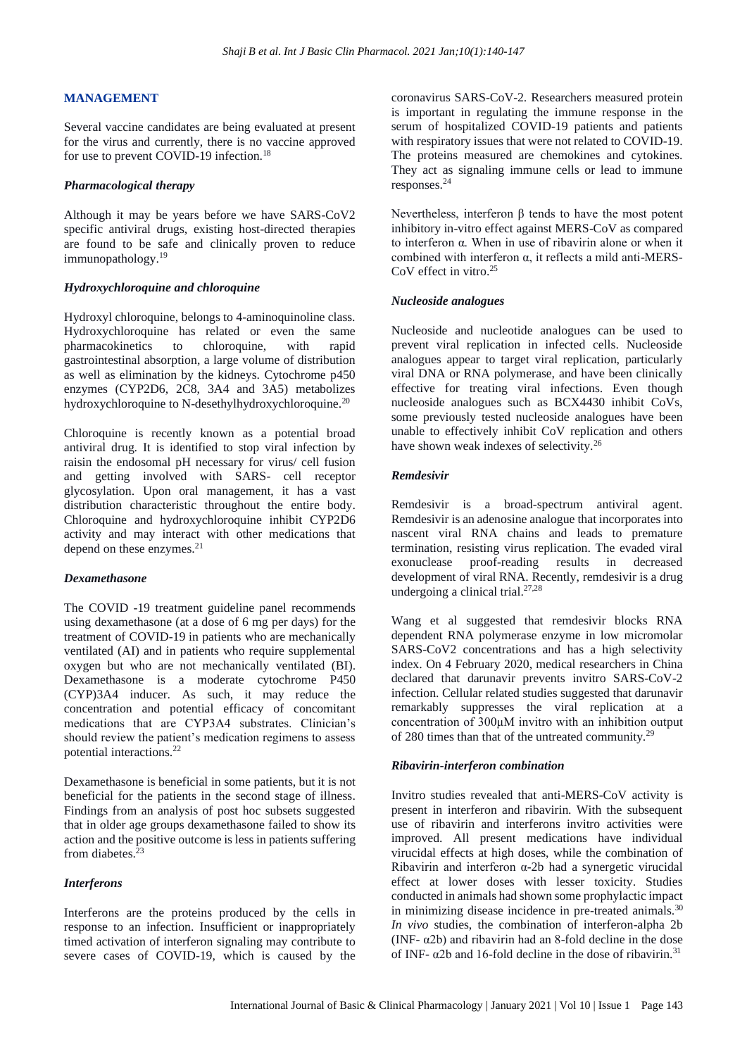## MANAGEMENT

Several vaccine candidates are being evaluated at present for the virus and currently, there is no vaccine approved for use to prevent COVID-19 infection.[18]

### *Pharmacological therapy*

Although it may be years before we have SARS-CoV2 specific antiviral drugs, existing host-directed therapies are found to be safe and clinically proven to reduce immunopathology.[19]

### *Hydroxychloroquine and chloroquine*

Hydroxyl chloroquine, belongs to 4-aminoquinoline class. Hydroxychloroquine has related or even the same pharmacokinetics to chloroquine, with rapid gastrointestinal absorption, a large volume of distribution as well as elimination by the kidneys. Cytochrome p450 enzymes (CYP2D6, 2C8, 3A4 and 3A5) metabolizes hydroxychloroquine to N-desethylhydroxychloroquine.[20]

Chloroquine is recently known as a potential broad antiviral drug. It is identified to stop viral infection by raisin the endosomal pH necessary for virus/ cell fusion and getting involved with SARS- cell receptor glycosylation. Upon oral management, it has a vast distribution characteristic throughout the entire body. Chloroquine and hydroxychloroquine inhibit CYP2D6 activity and may interact with other medications that depend on these enzymes.[21]

### *Dexamethasone*

The COVID -19 treatment guideline panel recommends using dexamethasone (at a dose of 6 mg per days) for the treatment of COVID-19 in patients who are mechanically ventilated (AI) and in patients who require supplemental oxygen but who are not mechanically ventilated (BI). Dexamethasone is a moderate cytochrome P450 (CYP)3A4 inducer. As such, it may reduce the concentration and potential efficacy of concomitant medications that are CYP3A4 substrates. Clinician's should review the patient's medication regimens to assess potential interactions.[22]

Dexamethasone is beneficial in some patients, but it is not beneficial for the patients in the second stage of illness. Findings from an analysis of post hoc subsets suggested that in older age groups dexamethasone failed to show its action and the positive outcome is less in patients suffering from diabetes.[23]

### *Interferons*

Interferons are the proteins produced by the cells in response to an infection. Insufficient or inappropriately timed activation of interferon signaling may contribute to severe cases of COVID-19, which is caused by the coronavirus SARS-CoV-2. Researchers measured protein is important in regulating the immune response in the serum of hospitalized COVID-19 patients and patients with respiratory issues that were not related to COVID-19. The proteins measured are chemokines and cytokines. They act as signaling immune cells or lead to immune responses.[24]

Nevertheless, interferon β tends to have the most potent inhibitory in-vitro effect against MERS-CoV as compared to interferon α. When in use of ribavirin alone or when it combined with interferon α, it reflects a mild anti-MERS-CoV effect in vitro.[25]

### *Nucleoside analogues*

Nucleoside and nucleotide analogues can be used to prevent viral replication in infected cells. Nucleoside analogues appear to target viral replication, particularly viral DNA or RNA polymerase, and have been clinically effective for treating viral infections. Even though nucleoside analogues such as BCX4430 inhibit CoVs, some previously tested nucleoside analogues have been unable to effectively inhibit CoV replication and others have shown weak indexes of selectivity.[26]

### *Remdesivir*

Remdesivir is a broad-spectrum antiviral agent. Remdesivir is an adenosine analogue that incorporates into nascent viral RNA chains and leads to premature termination, resisting virus replication. The evaded viral exonuclease proof-reading results in decreased development of viral RNA. Recently, remdesivir is a drug undergoing a clinical trial.[27,28]

Wang et al suggested that remdesivir blocks RNA dependent RNA polymerase enzyme in low micromolar SARS-CoV2 concentrations and has a high selectivity index. On 4 February 2020, medical researchers in China declared that darunavir prevents invitro SARS-CoV-2 infection. Cellular related studies suggested that darunavir remarkably suppresses the viral replication at a concentration of 300μM invitro with an inhibition output of 280 times than that of the untreated community.[29]

### *Ribavirin-interferon combination*

Invitro studies revealed that anti-MERS-CoV activity is present in interferon and ribavirin. With the subsequent use of ribavirin and interferons invitro activities were improved. All present medications have individual virucidal effects at high doses, while the combination of Ribavirin and interferon α-2b had a synergetic virucidal effect at lower doses with lesser toxicity. Studies conducted in animals had shown some prophylactic impact in minimizing disease incidence in pre-treated animals.[30] *In vivo* studies, the combination of interferon-alpha 2b (INF- α2b) and ribavirin had an 8-fold decline in the dose of INF- α2b and 16-fold decline in the dose of ribavirin.[31]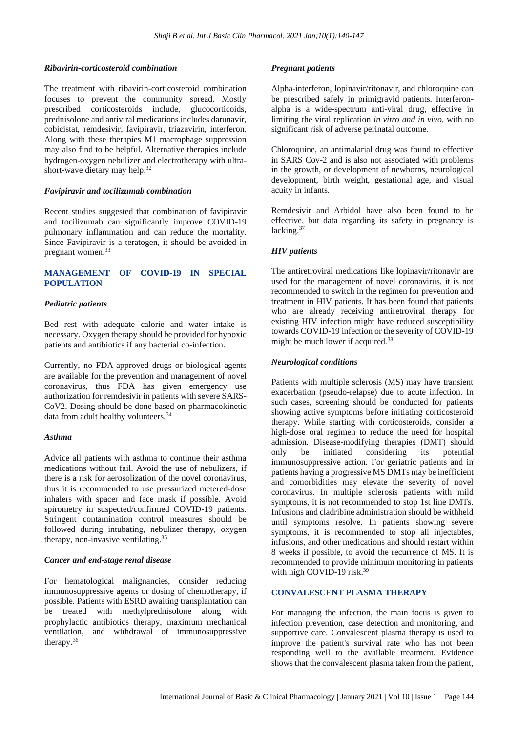### *Ribavirin-corticosteroid combination*

The treatment with ribavirin-corticosteroid combination focuses to prevent the community spread. Mostly prescribed corticosteroids include, glucocorticoids, prednisolone and antiviral medications includes darunavir, cobicistat, remdesivir, favipiravir, triazavirin, interferon. Along with these therapies M1 macrophage suppression may also find to be helpful. Alternative therapies include hydrogen-oxygen nebulizer and electrotherapy with ultra-short-wave dietary may help.[32]

### *Favipiravir and tocilizumab combination*

Recent studies suggested that combination of favipiravir and tocilizumab can significantly improve COVID-19 pulmonary inflammation and can reduce the mortality. Since Favipiravir is a teratogen, it should be avoided in pregnant women.[33]

## MANAGEMENT OF COVID-19 IN SPECIAL POPULATION

### *Pediatric patients*

Bed rest with adequate calorie and water intake is necessary. Oxygen therapy should be provided for hypoxic patients and antibiotics if any bacterial co-infection.

Currently, no FDA-approved drugs or biological agents are available for the prevention and management of novel coronavirus, thus FDA has given emergency use authorization for remdesivir in patients with severe SARS-CoV2. Dosing should be done based on pharmacokinetic data from adult healthy volunteers.[34]

### *Asthma*

Advice all patients with asthma to continue their asthma medications without fail. Avoid the use of nebulizers, if there is a risk for aerosolization of the novel coronavirus, thus it is recommended to use pressurized metered-dose inhalers with spacer and face mask if possible. Avoid spirometry in suspected/confirmed COVID-19 patients. Stringent contamination control measures should be followed during intubating, nebulizer therapy, oxygen therapy, non-invasive ventilating.[35]

### *Cancer and end-stage renal disease*

For hematological malignancies, consider reducing immunosuppressive agents or dosing of chemotherapy, if possible. Patients with ESRD awaiting transplantation can be treated with methylprednisolone along with prophylactic antibiotics therapy, maximum mechanical ventilation, and withdrawal of immunosuppressive therapy.[36]

### *Pregnant patients*

Alpha-interferon, lopinavir/ritonavir, and chloroquine can be prescribed safely in primigravid patients. Interferon-alpha is a wide-spectrum anti-viral drug, effective in limiting the viral replication *in vitro and in vivo*, with no significant risk of adverse perinatal outcome.

Chloroquine, an antimalarial drug was found to effective in SARS Cov-2 and is also not associated with problems in the growth, or development of newborns, neurological development, birth weight, gestational age, and visual acuity in infants.

Remdesivir and Arbidol have also been found to be effective, but data regarding its safety in pregnancy is lacking.[37]

### *HIV patients*

The antiretroviral medications like lopinavir/ritonavir are used for the management of novel coronavirus, it is not recommended to switch in the regimen for prevention and treatment in HIV patients. It has been found that patients who are already receiving antiretroviral therapy for existing HIV infection might have reduced susceptibility towards COVID-19 infection or the severity of COVID-19 might be much lower if acquired.[38]

### *Neurological conditions*

Patients with multiple sclerosis (MS) may have transient exacerbation (pseudo-relapse) due to acute infection. In such cases, screening should be conducted for patients showing active symptoms before initiating corticosteroid therapy. While starting with corticosteroids, consider a high-dose oral regimen to reduce the need for hospital admission. Disease-modifying therapies (DMT) should only be initiated considering its potential immunosuppressive action. For geriatric patients and in patients having a progressive MS DMTs may be inefficient and comorbidities may elevate the severity of novel coronavirus. In multiple sclerosis patients with mild symptoms, it is not recommended to stop 1st line DMTs. Infusions and cladribine administration should be withheld until symptoms resolve. In patients showing severe symptoms, it is recommended to stop all injectables, infusions, and other medications and should restart within 8 weeks if possible, to avoid the recurrence of MS. It is recommended to provide minimum monitoring in patients with high COVID-19 risk.[39]

## CONVALESCENT PLASMA THERAPY

For managing the infection, the main focus is given to infection prevention, case detection and monitoring, and supportive care. Convalescent plasma therapy is used to improve the patient's survival rate who has not been responding well to the available treatment. Evidence shows that the convalescent plasma taken from the patient,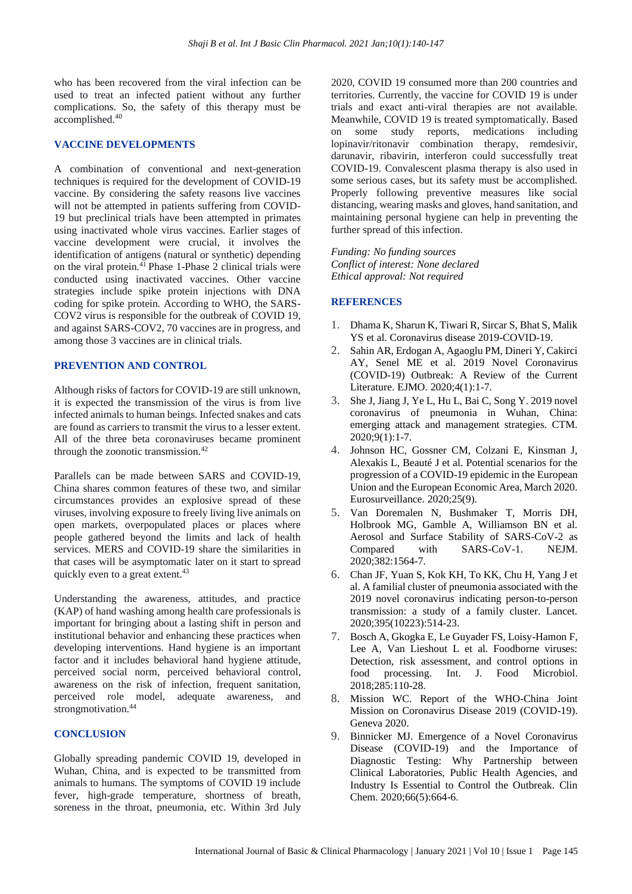who has been recovered from the viral infection can be used to treat an infected patient without any further complications. So, the safety of this therapy must be accomplished.[40]

## VACCINE DEVELOPMENTS

A combination of conventional and next-generation techniques is required for the development of COVID-19 vaccine. By considering the safety reasons live vaccines will not be attempted in patients suffering from COVID-19 but preclinical trials have been attempted in primates using inactivated whole virus vaccines. Earlier stages of vaccine development were crucial, it involves the identification of antigens (natural or synthetic) depending on the viral protein.[41] Phase 1-Phase 2 clinical trials were conducted using inactivated vaccines. Other vaccine strategies include spike protein injections with DNA coding for spike protein. According to WHO, the SARS-COV2 virus is responsible for the outbreak of COVID 19, and against SARS-COV2, 70 vaccines are in progress, and among those 3 vaccines are in clinical trials.

## PREVENTION AND CONTROL

Although risks of factors for COVID-19 are still unknown, it is expected the transmission of the virus is from live infected animals to human beings. Infected snakes and cats are found as carriers to transmit the virus to a lesser extent. All of the three beta coronaviruses became prominent through the zoonotic transmission.[42]

Parallels can be made between SARS and COVID-19, China shares common features of these two, and similar circumstances provides an explosive spread of these viruses, involving exposure to freely living live animals on open markets, overpopulated places or places where people gathered beyond the limits and lack of health services. MERS and COVID-19 share the similarities in that cases will be asymptomatic later on it start to spread quickly even to a great extent.[43]

Understanding the awareness, attitudes, and practice (KAP) of hand washing among health care professionals is important for bringing about a lasting shift in person and institutional behavior and enhancing these practices when developing interventions. Hand hygiene is an important factor and it includes behavioral hand hygiene attitude, perceived social norm, perceived behavioral control, awareness on the risk of infection, frequent sanitation, perceived role model, adequate awareness, and strongmotivation.[44]

## CONCLUSION

Globally spreading pandemic COVID 19, developed in Wuhan, China, and is expected to be transmitted from animals to humans. The symptoms of COVID 19 include fever, high-grade temperature, shortness of breath, soreness in the throat, pneumonia, etc. Within 3rd July 2020, COVID 19 consumed more than 200 countries and territories. Currently, the vaccine for COVID 19 is under trials and exact anti-viral therapies are not available. Meanwhile, COVID 19 is treated symptomatically. Based on some study reports, medications including lopinavir/ritonavir combination therapy, remdesivir, darunavir, ribavirin, interferon could successfully treat COVID-19. Convalescent plasma therapy is also used in some serious cases, but its safety must be accomplished. Properly following preventive measures like social distancing, wearing masks and gloves, hand sanitation, and maintaining personal hygiene can help in preventing the further spread of this infection.

*Funding: No funding sources*
*Conflict of interest: None declared*
*Ethical approval: Not required*

## REFERENCES

1. Dhama K, Sharun K, Tiwari R, Sircar S, Bhat S, Malik YS et al. Coronavirus disease 2019-COVID-19.
2. Sahin AR, Erdogan A, Agaoglu PM, Dineri Y, Cakirci AY, Senel ME et al. 2019 Novel Coronavirus (COVID-19) Outbreak: A Review of the Current Literature. EJMO. 2020;4(1):1-7.
3. She J, Jiang J, Ye L, Hu L, Bai C, Song Y. 2019 novel coronavirus of pneumonia in Wuhan, China: emerging attack and management strategies. CTM. 2020;9(1):1-7.
4. Johnson HC, Gossner CM, Colzani E, Kinsman J, Alexakis L, Beauté J et al. Potential scenarios for the progression of a COVID-19 epidemic in the European Union and the European Economic Area, March 2020. Eurosurveillance. 2020;25(9).
5. Van Doremalen N, Bushmaker T, Morris DH, Holbrook MG, Gamble A, Williamson BN et al. Aerosol and Surface Stability of SARS-CoV-2 as Compared with SARS-CoV-1. NEJM. 2020;382:1564-7.
6. Chan JF, Yuan S, Kok KH, To KK, Chu H, Yang J et al. A familial cluster of pneumonia associated with the 2019 novel coronavirus indicating person-to-person transmission: a study of a family cluster. Lancet. 2020;395(10223):514-23.
7. Bosch A, Gkogka E, Le Guyader FS, Loisy-Hamon F, Lee A, Van Lieshout L et al. Foodborne viruses: Detection, risk assessment, and control options in food processing. Int. J. Food Microbiol. 2018;285:110-28.
8. Mission WC. Report of the WHO-China Joint Mission on Coronavirus Disease 2019 (COVID-19). Geneva 2020.
9. Binnicker MJ. Emergence of a Novel Coronavirus Disease (COVID-19) and the Importance of Diagnostic Testing: Why Partnership between Clinical Laboratories, Public Health Agencies, and Industry Is Essential to Control the Outbreak. Clin Chem. 2020;66(5):664-6.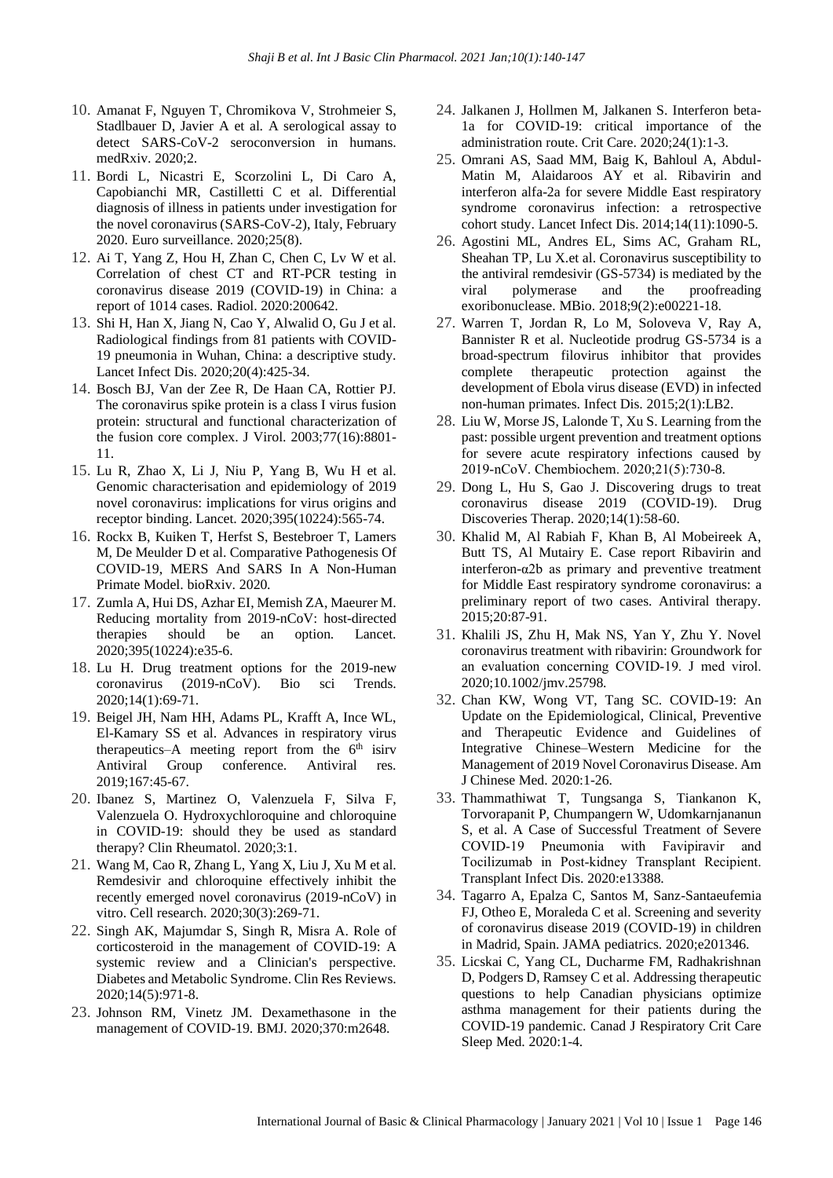10. Amanat F, Nguyen T, Chromikova V, Strohmeier S, Stadlbauer D, Javier A et al. A serological assay to detect SARS-CoV-2 seroconversion in humans. medRxiv. 2020;2.
11. Bordi L, Nicastri E, Scorzolini L, Di Caro A, Capobianchi MR, Castilletti C et al. Differential diagnosis of illness in patients under investigation for the novel coronavirus (SARS-CoV-2), Italy, February 2020. Euro surveillance. 2020;25(8).
12. Ai T, Yang Z, Hou H, Zhan C, Chen C, Lv W et al. Correlation of chest CT and RT-PCR testing in coronavirus disease 2019 (COVID-19) in China: a report of 1014 cases. Radiol. 2020:200642.
13. Shi H, Han X, Jiang N, Cao Y, Alwalid O, Gu J et al. Radiological findings from 81 patients with COVID-19 pneumonia in Wuhan, China: a descriptive study. Lancet Infect Dis. 2020;20(4):425-34.
14. Bosch BJ, Van der Zee R, De Haan CA, Rottier PJ. The coronavirus spike protein is a class I virus fusion protein: structural and functional characterization of the fusion core complex. J Virol. 2003;77(16):8801-11.
15. Lu R, Zhao X, Li J, Niu P, Yang B, Wu H et al. Genomic characterisation and epidemiology of 2019 novel coronavirus: implications for virus origins and receptor binding. Lancet. 2020;395(10224):565-74.
16. Rockx B, Kuiken T, Herfst S, Bestebroer T, Lamers M, De Meulder D et al. Comparative Pathogenesis Of COVID-19, MERS And SARS In A Non-Human Primate Model. bioRxiv. 2020.
17. Zumla A, Hui DS, Azhar EI, Memish ZA, Maeurer M. Reducing mortality from 2019-nCoV: host-directed therapies should be an option. Lancet. 2020;395(10224):e35-6.
18. Lu H. Drug treatment options for the 2019-new coronavirus (2019-nCoV). Bio sci Trends. 2020;14(1):69-71.
19. Beigel JH, Nam HH, Adams PL, Krafft A, Ince WL, El-Kamary SS et al. Advances in respiratory virus therapeutics–A meeting report from the 6th isirv Antiviral Group conference. Antiviral res. 2019;167:45-67.
20. Ibanez S, Martinez O, Valenzuela F, Silva F, Valenzuela O. Hydroxychloroquine and chloroquine in COVID-19: should they be used as standard therapy? Clin Rheumatol. 2020;3:1.
21. Wang M, Cao R, Zhang L, Yang X, Liu J, Xu M et al. Remdesivir and chloroquine effectively inhibit the recently emerged novel coronavirus (2019-nCoV) in vitro. Cell research. 2020;30(3):269-71.
22. Singh AK, Majumdar S, Singh R, Misra A. Role of corticosteroid in the management of COVID-19: A systemic review and a Clinician's perspective. Diabetes and Metabolic Syndrome. Clin Res Reviews. 2020;14(5):971-8.
23. Johnson RM, Vinetz JM. Dexamethasone in the management of COVID-19. BMJ. 2020;370:m2648.
24. Jalkanen J, Hollmen M, Jalkanen S. Interferon beta-1a for COVID-19: critical importance of the administration route. Crit Care. 2020;24(1):1-3.
25. Omrani AS, Saad MM, Baig K, Bahloul A, Abdul-Matin M, Alaidaroos AY et al. Ribavirin and interferon alfa-2a for severe Middle East respiratory syndrome coronavirus infection: a retrospective cohort study. Lancet Infect Dis. 2014;14(11):1090-5.
26. Agostini ML, Andres EL, Sims AC, Graham RL, Sheahan TP, Lu X.et al. Coronavirus susceptibility to the antiviral remdesivir (GS-5734) is mediated by the viral polymerase and the proofreading exoribonuclease. MBio. 2018;9(2):e00221-18.
27. Warren T, Jordan R, Lo M, Soloveva V, Ray A, Bannister R et al. Nucleotide prodrug GS-5734 is a broad-spectrum filovirus inhibitor that provides complete therapeutic protection against the development of Ebola virus disease (EVD) in infected non-human primates. Infect Dis. 2015;2(1):LB2.
28. Liu W, Morse JS, Lalonde T, Xu S. Learning from the past: possible urgent prevention and treatment options for severe acute respiratory infections caused by 2019-nCoV. Chembiochem. 2020;21(5):730-8.
29. Dong L, Hu S, Gao J. Discovering drugs to treat coronavirus disease 2019 (COVID-19). Drug Discoveries Therap. 2020;14(1):58-60.
30. Khalid M, Al Rabiah F, Khan B, Al Mobeireek A, Butt TS, Al Mutairy E. Case report Ribavirin and interferon-α2b as primary and preventive treatment for Middle East respiratory syndrome coronavirus: a preliminary report of two cases. Antiviral therapy. 2015;20:87-91.
31. Khalili JS, Zhu H, Mak NS, Yan Y, Zhu Y. Novel coronavirus treatment with ribavirin: Groundwork for an evaluation concerning COVID-19. J med virol. 2020;10.1002/jmv.25798.
32. Chan KW, Wong VT, Tang SC. COVID-19: An Update on the Epidemiological, Clinical, Preventive and Therapeutic Evidence and Guidelines of Integrative Chinese–Western Medicine for the Management of 2019 Novel Coronavirus Disease. Am J Chinese Med. 2020:1-26.
33. Thammathiwat T, Tungsanga S, Tiankanon K, Torvorapanit P, Chumpangern W, Udomkarnjananun S, et al. A Case of Successful Treatment of Severe COVID-19 Pneumonia with Favipiravir and Tocilizumab in Post-kidney Transplant Recipient. Transplant Infect Dis. 2020:e13388.
34. Tagarro A, Epalza C, Santos M, Sanz-Santaeufemia FJ, Otheo E, Moraleda C et al. Screening and severity of coronavirus disease 2019 (COVID-19) in children in Madrid, Spain. JAMA pediatrics. 2020;e201346.
35. Licskai C, Yang CL, Ducharme FM, Radhakrishnan D, Podgers D, Ramsey C et al. Addressing therapeutic questions to help Canadian physicians optimize asthma management for their patients during the COVID-19 pandemic. Canad J Respiratory Crit Care Sleep Med. 2020:1-4.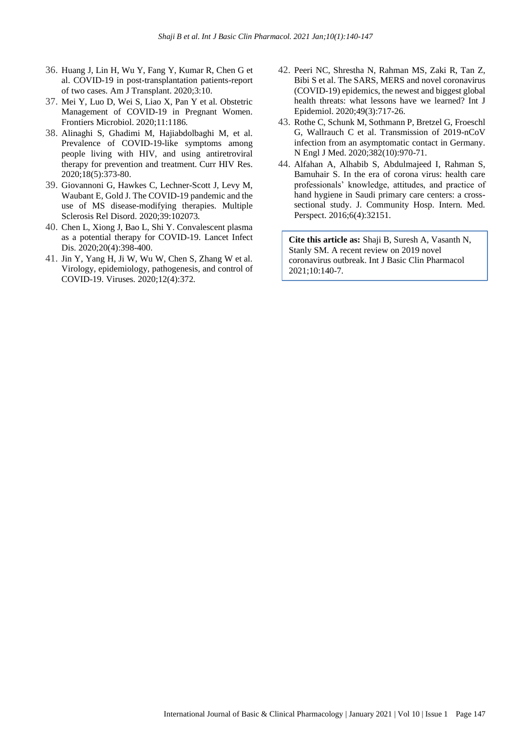36. Huang J, Lin H, Wu Y, Fang Y, Kumar R, Chen G et al. COVID-19 in post-transplantation patients-report of two cases. Am J Transplant. 2020;3:10.
37. Mei Y, Luo D, Wei S, Liao X, Pan Y et al. Obstetric Management of COVID-19 in Pregnant Women. Frontiers Microbiol. 2020;11:1186.
38. Alinaghi S, Ghadimi M, Hajiabdolbaghi M, et al. Prevalence of COVID-19-like symptoms among people living with HIV, and using antiretroviral therapy for prevention and treatment. Curr HIV Res. 2020;18(5):373-80.
39. Giovannoni G, Hawkes C, Lechner-Scott J, Levy M, Waubant E, Gold J. The COVID-19 pandemic and the use of MS disease-modifying therapies. Multiple Sclerosis Rel Disord. 2020;39:102073.
40. Chen L, Xiong J, Bao L, Shi Y. Convalescent plasma as a potential therapy for COVID-19. Lancet Infect Dis. 2020;20(4):398-400.
41. Jin Y, Yang H, Ji W, Wu W, Chen S, Zhang W et al. Virology, epidemiology, pathogenesis, and control of COVID-19. Viruses. 2020;12(4):372.
42. Peeri NC, Shrestha N, Rahman MS, Zaki R, Tan Z, Bibi S et al. The SARS, MERS and novel coronavirus (COVID-19) epidemics, the newest and biggest global health threats: what lessons have we learned? Int J Epidemiol. 2020;49(3):717-26.
43. Rothe C, Schunk M, Sothmann P, Bretzel G, Froeschl G, Wallrauch C et al. Transmission of 2019-nCoV infection from an asymptomatic contact in Germany. N Engl J Med. 2020;382(10):970-71.
44. Alfahan A, Alhabib S, Abdulmajeed I, Rahman S, Bamuhair S. In the era of corona virus: health care professionals' knowledge, attitudes, and practice of hand hygiene in Saudi primary care centers: a cross-sectional study. J. Community Hosp. Intern. Med. Perspect. 2016;6(4):32151.

**Cite this article as:** Shaji B, Suresh A, Vasanth N, Stanly SM. A recent review on 2019 novel coronavirus outbreak. Int J Basic Clin Pharmacol 2021;10:140-7.